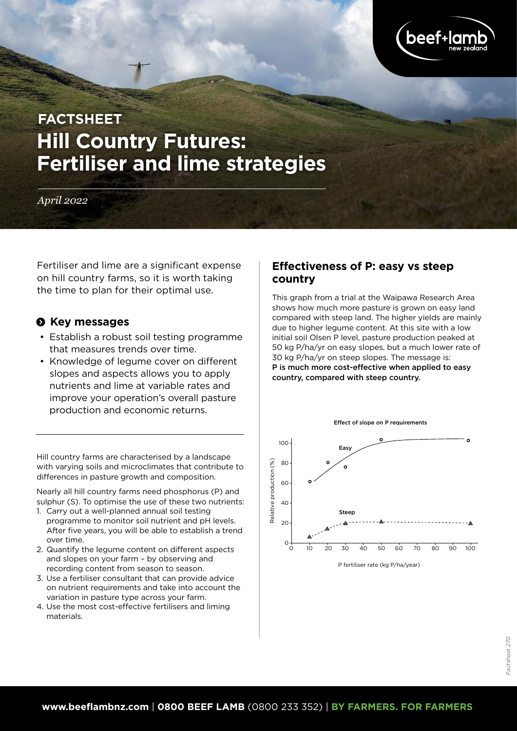# FACTSHEET

# Hill Country Futures: Fertiliser and lime strategies

*April 2022*

Fertiliser and lime are a significant expense on hill country farms, so it is worth taking the time to plan for their optimal use.

## Key messages

- Establish a robust soil testing programme that measures trends over time.
- Knowledge of legume cover on different slopes and aspects allows you to apply nutrients and lime at variable rates and improve your operation's overall pasture production and economic returns.

Hill country farms are characterised by a landscape with varying soils and microclimates that contribute to differences in pasture growth and composition.

Nearly all hill country farms need phosphorus (P) and sulphur (S). To optimise the use of these two nutrients:

1. Carry out a well-planned annual soil testing programme to monitor soil nutrient and pH levels. After five years, you will be able to establish a trend over time.
2. Quantify the legume content on different aspects and slopes on your farm – by observing and recording content from season to season.
3. Use a fertiliser consultant that can provide advice on nutrient requirements and take into account the variation in pasture type across your farm.
4. Use the most cost-effective fertilisers and liming materials.

## Effectiveness of P: easy vs steep country

This graph from a trial at the Waipawa Research Area shows how much more pasture is grown on easy land compared with steep land. The higher yields are mainly due to higher legume content. At this site with a low initial soil Olsen P level, pasture production peaked at 50 kg P/ha/yr on easy slopes, but a much lower rate of 30 kg P/ha/yr on steep slopes. The message is:
**P is much more cost-effective when applied to easy country, compared with steep country.**

Effect of slope on P requirements

Easy

Steep

Relative production (%)

0
20
40
60
80
100

P fertiliser rate (kg P/ha/year)

0
10
20
30
40
50
60
70
80
90
100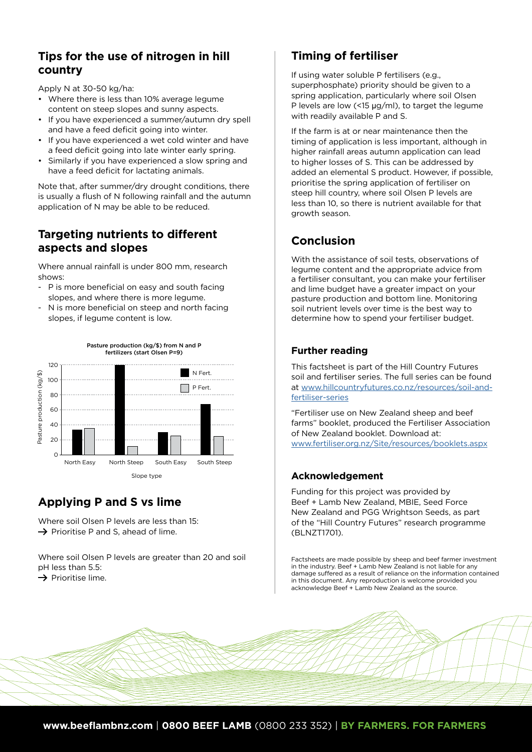## Tips for the use of nitrogen in hill country

Apply N at 30-50 kg/ha:

- Where there is less than 10% average legume content on steep slopes and sunny aspects.
- If you have experienced a summer/autumn dry spell and have a feed deficit going into winter.
- If you have experienced a wet cold winter and have a feed deficit going into late winter early spring.
- Similarly if you have experienced a slow spring and have a feed deficit for lactating animals.

Note that, after summer/dry drought conditions, there is usually a flush of N following rainfall and the autumn application of N may be able to be reduced.

## Targeting nutrients to different aspects and slopes

Where annual rainfall is under 800 mm, research shows:

- P is more beneficial on easy and south facing slopes, and where there is more legume.
- N is more beneficial on steep and north facing slopes, if legume content is low.

Pasture production (kg/$) from N and P fertilizers (start Olsen P=9)

Pasture production (kg/$)

0
20
40
60
80
100
120

N Fert.
P Fert.

North Easy
North Steep
South Easy
South Steep

Slope type

## Applying P and S vs lime

Where soil Olsen P levels are less than 15:
→ Prioritise P and S, ahead of lime.

Where soil Olsen P levels are greater than 20 and soil pH less than 5.5:
→ Prioritise lime.

## Timing of fertiliser

If using water soluble P fertilisers (e.g., superphosphate) priority should be given to a spring application, particularly where soil Olsen P levels are low (<15 µg/ml), to target the legume with readily available P and S.

If the farm is at or near maintenance then the timing of application is less important, although in higher rainfall areas autumn application can lead to higher losses of S. This can be addressed by added an elemental S product. However, if possible, prioritise the spring application of fertiliser on steep hill country, where soil Olsen P levels are less than 10, so there is nutrient available for that growth season.

## Conclusion

With the assistance of soil tests, observations of legume content and the appropriate advice from a fertiliser consultant, you can make your fertiliser and lime budget have a greater impact on your pasture production and bottom line. Monitoring soil nutrient levels over time is the best way to determine how to spend your fertiliser budget.

### Further reading

This factsheet is part of the Hill Country Futures soil and fertiliser series. The full series can be found at www.hillcountryfutures.co.nz/resources/soil-and-fertiliser-series

"Fertiliser use on New Zealand sheep and beef farms" booklet, produced the Fertiliser Association of New Zealand booklet. Download at: www.fertiliser.org.nz/Site/resources/booklets.aspx

### Acknowledgement

Funding for this project was provided by Beef + Lamb New Zealand, MBIE, Seed Force New Zealand and PGG Wrightson Seeds, as part of the "Hill Country Futures" research programme (BLNZT1701).

Factsheets are made possible by sheep and beef farmer investment in the industry. Beef + Lamb New Zealand is not liable for any damage suffered as a result of reliance on the information contained in this document. Any reproduction is welcome provided you acknowledge Beef + Lamb New Zealand as the source.

**www.beeflambnz.com** | **0800 BEEF LAMB** (0800 233 352) | **BY FARMERS. FOR FARMERS**